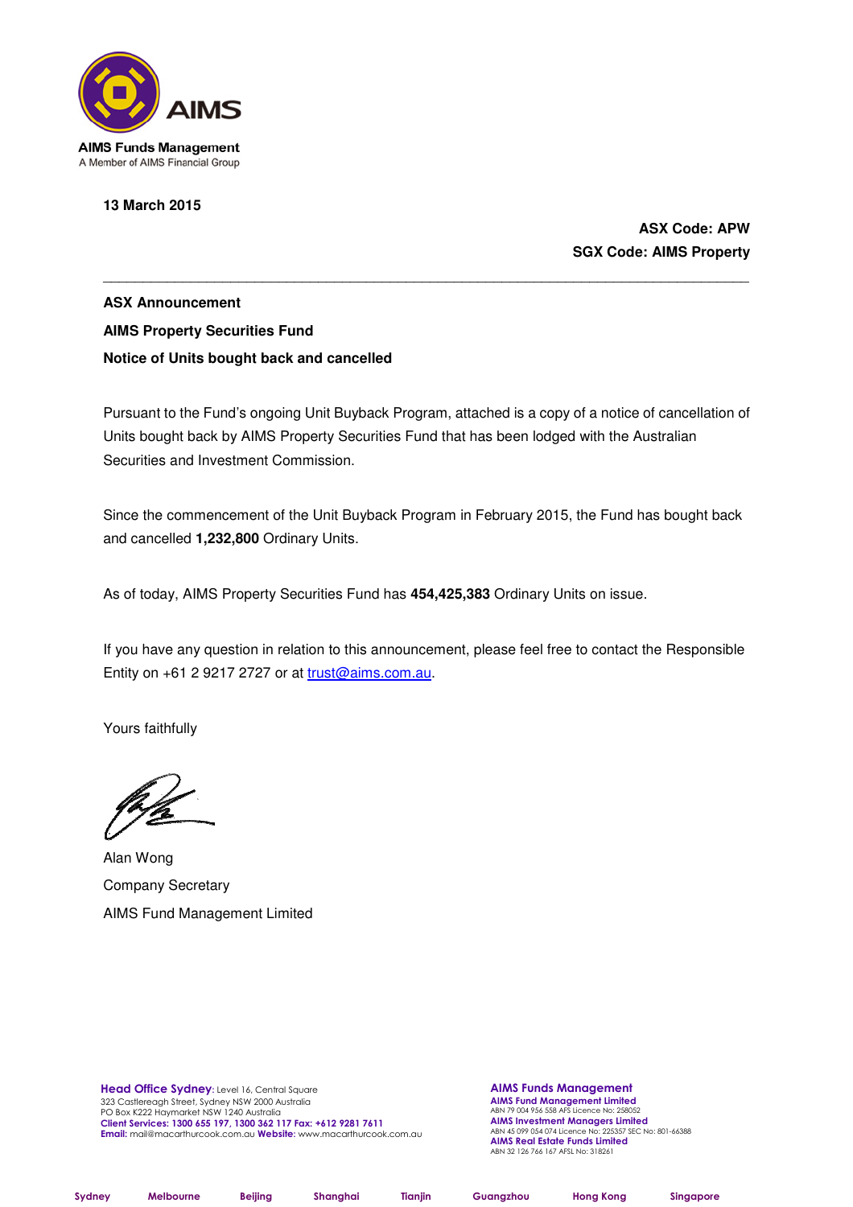**AIMS Funds Management**
A Member of AIMS Financial Group

**13 March 2015**

**ASX Code: APW**
**SGX Code: AIMS Property**

---

**ASX Announcement**

**AIMS Property Securities Fund**

**Notice of Units bought back and cancelled**

Pursuant to the Fund's ongoing Unit Buyback Program, attached is a copy of a notice of cancellation of Units bought back by AIMS Property Securities Fund that has been lodged with the Australian Securities and Investment Commission.

Since the commencement of the Unit Buyback Program in February 2015, the Fund has bought back and cancelled **1,232,800** Ordinary Units.

As of today, AIMS Property Securities Fund has **454,425,383** Ordinary Units on issue.

If you have any question in relation to this announcement, please feel free to contact the Responsible Entity on +61 2 9217 2727 or at trust@aims.com.au.

Yours faithfully

Alan Wong
Company Secretary
AIMS Fund Management Limited

**Head Office Sydney**: Level 16, Central Square
323 Castlereagh Street, Sydney NSW 2000 Australia
PO Box K222 Haymarket NSW 1240 Australia
**Client Services: 1300 655 197, 1300 362 117 Fax: +612 9281 7611**
**Email:** mail@macarthurcook.com.au **Website:** www.macarthurcook.com.au

**AIMS Funds Management**
**AIMS Fund Management Limited**
ABN 79 004 956 558 AFS Licence No: 258052
**AIMS Investment Managers Limited**
ABN 45 099 054 074 Licence No: 225357 SEC No: 801-66388
**AIMS Real Estate Funds Limited**
ABN 32 126 766 167 AFSL No: 318261

Sydney Melbourne Beijing Shanghai Tianjin Guangzhou Hong Kong Singapore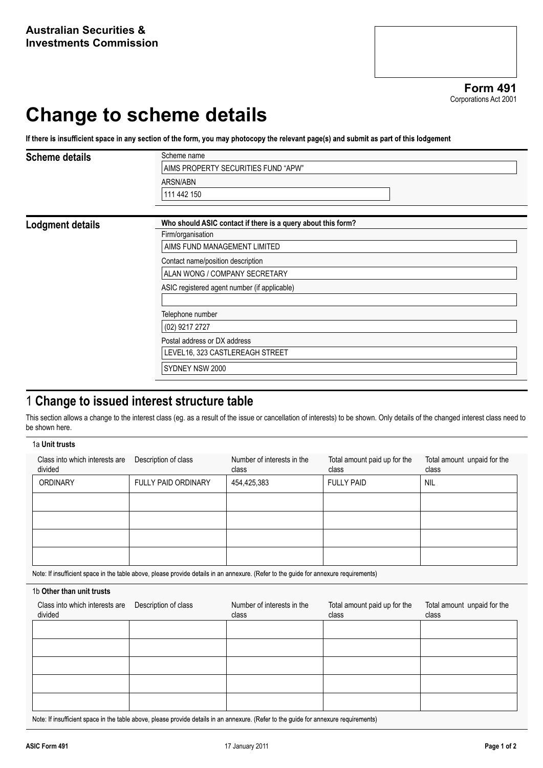Australian Securities & Investments Commission

**Form 491**
Corporations Act 2001

# Change to scheme details

**If there is insufficient space in any section of the form, you may photocopy the relevant page(s) and submit as part of this lodgement**

## Scheme details

Scheme name
AIMS PROPERTY SECURITIES FUND "APW"

ARSN/ABN
111 442 150

## Lodgment details

**Who should ASIC contact if there is a query about this form?**

Firm/organisation
AIMS FUND MANAGEMENT LIMITED

Contact name/position description
ALAN WONG / COMPANY SECRETARY

ASIC registered agent number (if applicable)

Telephone number
(02) 9217 2727

Postal address or DX address
LEVEL16, 323 CASTLEREAGH STREET
SYDNEY NSW 2000

## 1 Change to issued interest structure table

This section allows a change to the interest class (eg. as a result of the issue or cancellation of interests) to be shown. Only details of the changed interest class need to be shown here.

### 1a Unit trusts

| Class into which interests are divided | Description of class | Number of interests in the class | Total amount paid up for the class | Total amount unpaid for the class |
|---|---|---|---|---|
| ORDINARY | FULLY PAID ORDINARY | 454,425,383 | FULLY PAID | NIL |
| | | | | |
| | | | | |
| | | | | |
| | | | | |

Note: If insufficient space in the table above, please provide details in an annexure. (Refer to the guide for annexure requirements)

### 1b Other than unit trusts

| Class into which interests are divided | Description of class | Number of interests in the class | Total amount paid up for the class | Total amount unpaid for the class |
|---|---|---|---|---|
| | | | | |
| | | | | |
| | | | | |
| | | | | |
| | | | | |

Note: If insufficient space in the table above, please provide details in an annexure. (Refer to the guide for annexure requirements)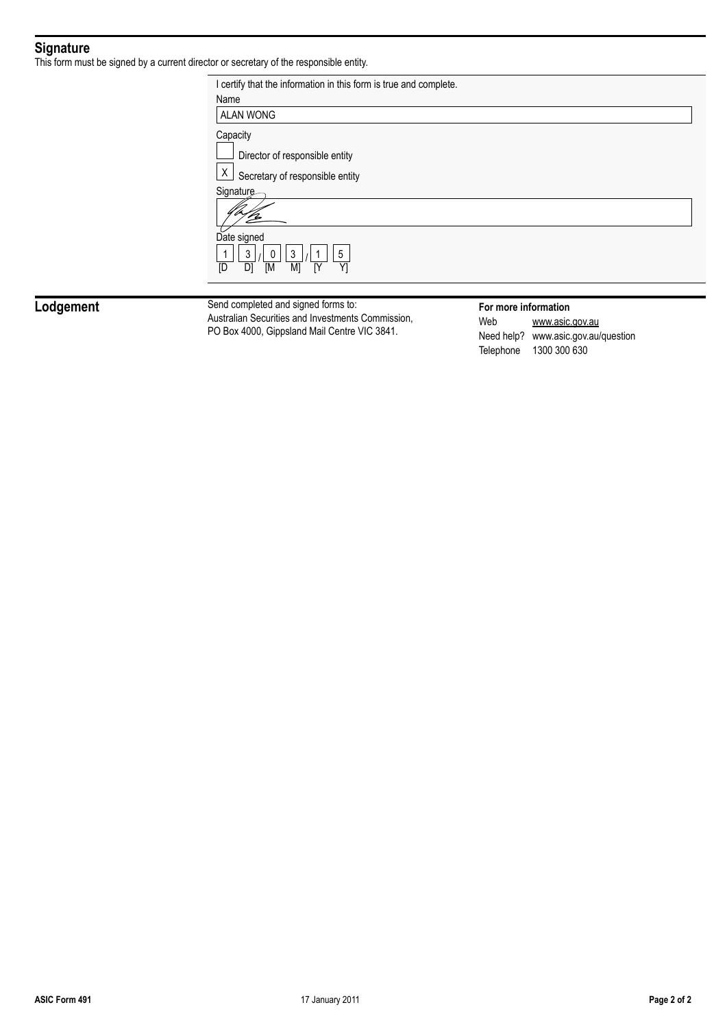## Signature

This form must be signed by a current director or secretary of the responsible entity.

I certify that the information in this form is true and complete.

Name

ALAN WONG

Capacity

[ ] Director of responsible entity

[X] Secretary of responsible entity

Signature

Date signed

13/03/15
[D D] [M M] [Y Y]

## Lodgement

Send completed and signed forms to:
Australian Securities and Investments Commission,
PO Box 4000, Gippsland Mail Centre VIC 3841.

**For more information**

Web www.asic.gov.au

Need help? www.asic.gov.au/question

Telephone 1300 300 630